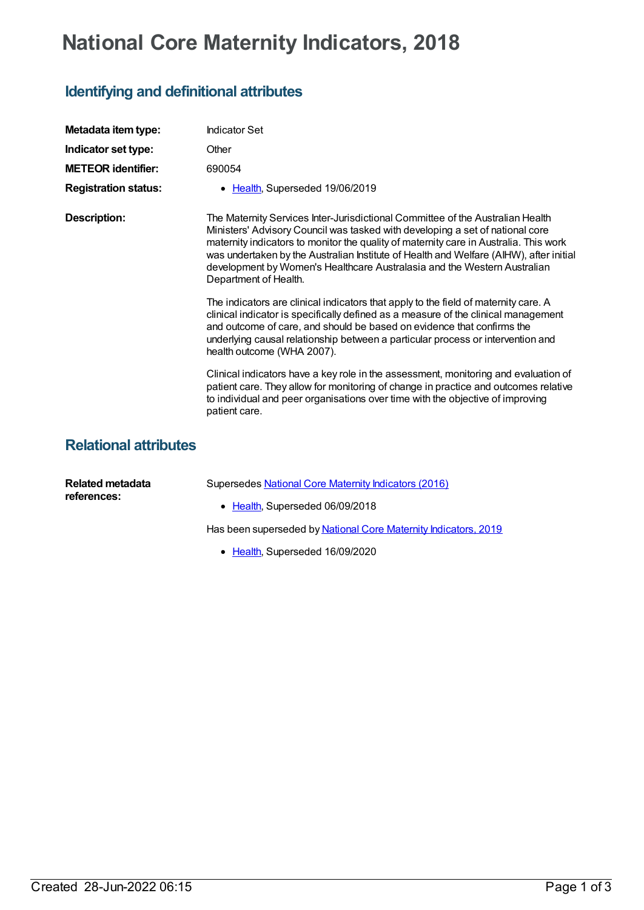# National Core Maternity Indicators, 2018

## Identifying and definitional attributes

| | |
|---|---|
| **Metadata item type:** | Indicator Set |
| **Indicator set type:** | Other |
| **METEOR identifier:** | 690054 |
| **Registration status:** | • Health, Superseded 19/06/2019 |

**Description:**

The Maternity Services Inter-Jurisdictional Committee of the Australian Health Ministers' Advisory Council was tasked with developing a set of national core maternity indicators to monitor the quality of maternity care in Australia. This work was undertaken by the Australian Institute of Health and Welfare (AIHW), after initial development by Women's Healthcare Australasia and the Western Australian Department of Health.

The indicators are clinical indicators that apply to the field of maternity care. A clinical indicator is specifically defined as a measure of the clinical management and outcome of care, and should be based on evidence that confirms the underlying causal relationship between a particular process or intervention and health outcome (WHA 2007).

Clinical indicators have a key role in the assessment, monitoring and evaluation of patient care. They allow for monitoring of change in practice and outcomes relative to individual and peer organisations over time with the objective of improving patient care.

## Relational attributes

**Related metadata references:**

Supersedes National Core Maternity Indicators (2016)

- Health, Superseded 06/09/2018

Has been superseded by National Core Maternity Indicators, 2019

- Health, Superseded 16/09/2020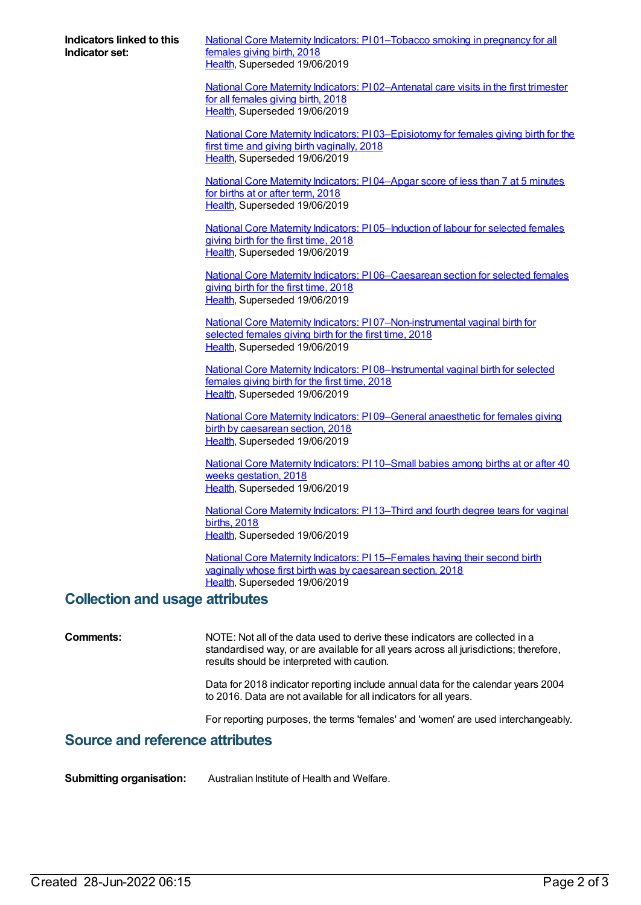**Indicators linked to this Indicator set:**

National Core Maternity Indicators: PI 01–Tobacco smoking in pregnancy for all females giving birth, 2018
Health, Superseded 19/06/2019

National Core Maternity Indicators: PI 02–Antenatal care visits in the first trimester for all females giving birth, 2018
Health, Superseded 19/06/2019

National Core Maternity Indicators: PI 03–Episiotomy for females giving birth for the first time and giving birth vaginally, 2018
Health, Superseded 19/06/2019

National Core Maternity Indicators: PI 04–Apgar score of less than 7 at 5 minutes for births at or after term, 2018
Health, Superseded 19/06/2019

National Core Maternity Indicators: PI 05–Induction of labour for selected females giving birth for the first time, 2018
Health, Superseded 19/06/2019

National Core Maternity Indicators: PI 06–Caesarean section for selected females giving birth for the first time, 2018
Health, Superseded 19/06/2019

National Core Maternity Indicators: PI 07–Non-instrumental vaginal birth for selected females giving birth for the first time, 2018
Health, Superseded 19/06/2019

National Core Maternity Indicators: PI 08–Instrumental vaginal birth for selected females giving birth for the first time, 2018
Health, Superseded 19/06/2019

National Core Maternity Indicators: PI 09–General anaesthetic for females giving birth by caesarean section, 2018
Health, Superseded 19/06/2019

National Core Maternity Indicators: PI 10–Small babies among births at or after 40 weeks gestation, 2018
Health, Superseded 19/06/2019

National Core Maternity Indicators: PI 13–Third and fourth degree tears for vaginal births, 2018
Health, Superseded 19/06/2019

National Core Maternity Indicators: PI 15–Females having their second birth vaginally whose first birth was by caesarean section, 2018
Health, Superseded 19/06/2019

## Collection and usage attributes

**Comments:**

NOTE: Not all of the data used to derive these indicators are collected in a standardised way, or are available for all years across all jurisdictions; therefore, results should be interpreted with caution.

Data for 2018 indicator reporting include annual data for the calendar years 2004 to 2016. Data are not available for all indicators for all years.

For reporting purposes, the terms 'females' and 'women' are used interchangeably.

## Source and reference attributes

**Submitting organisation:** Australian Institute of Health and Welfare.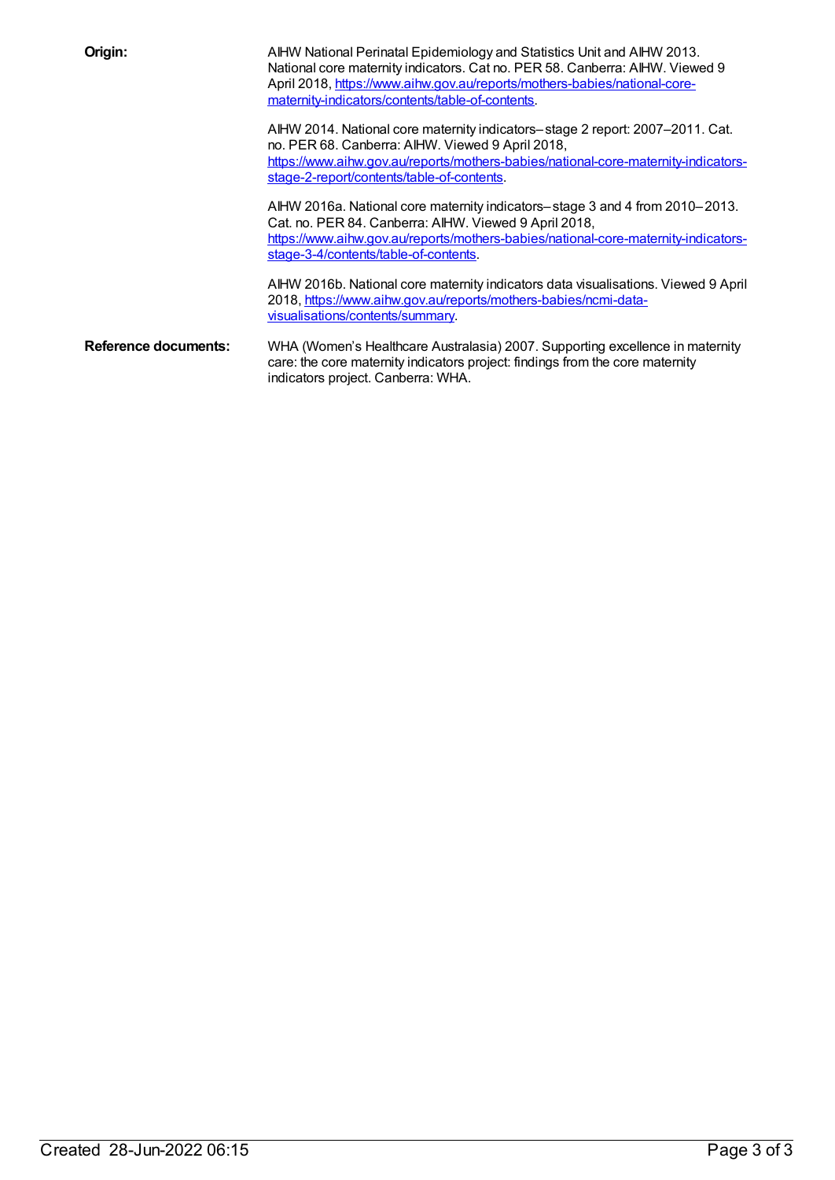**Origin:**

AIHW National Perinatal Epidemiology and Statistics Unit and AIHW 2013. National core maternity indicators. Cat no. PER 58. Canberra: AIHW. Viewed 9 April 2018, https://www.aihw.gov.au/reports/mothers-babies/national-core-maternity-indicators/contents/table-of-contents.

AIHW 2014. National core maternity indicators– stage 2 report: 2007–2011. Cat. no. PER 68. Canberra: AIHW. Viewed 9 April 2018, https://www.aihw.gov.au/reports/mothers-babies/national-core-maternity-indicators-stage-2-report/contents/table-of-contents.

AIHW 2016a. National core maternity indicators– stage 3 and 4 from 2010– 2013. Cat. no. PER 84. Canberra: AIHW. Viewed 9 April 2018, https://www.aihw.gov.au/reports/mothers-babies/national-core-maternity-indicators-stage-3-4/contents/table-of-contents.

AIHW 2016b. National core maternity indicators data visualisations. Viewed 9 April 2018, https://www.aihw.gov.au/reports/mothers-babies/ncmi-data-visualisations/contents/summary.

**Reference documents:**

WHA (Women's Healthcare Australasia) 2007. Supporting excellence in maternity care: the core maternity indicators project: findings from the core maternity indicators project. Canberra: WHA.